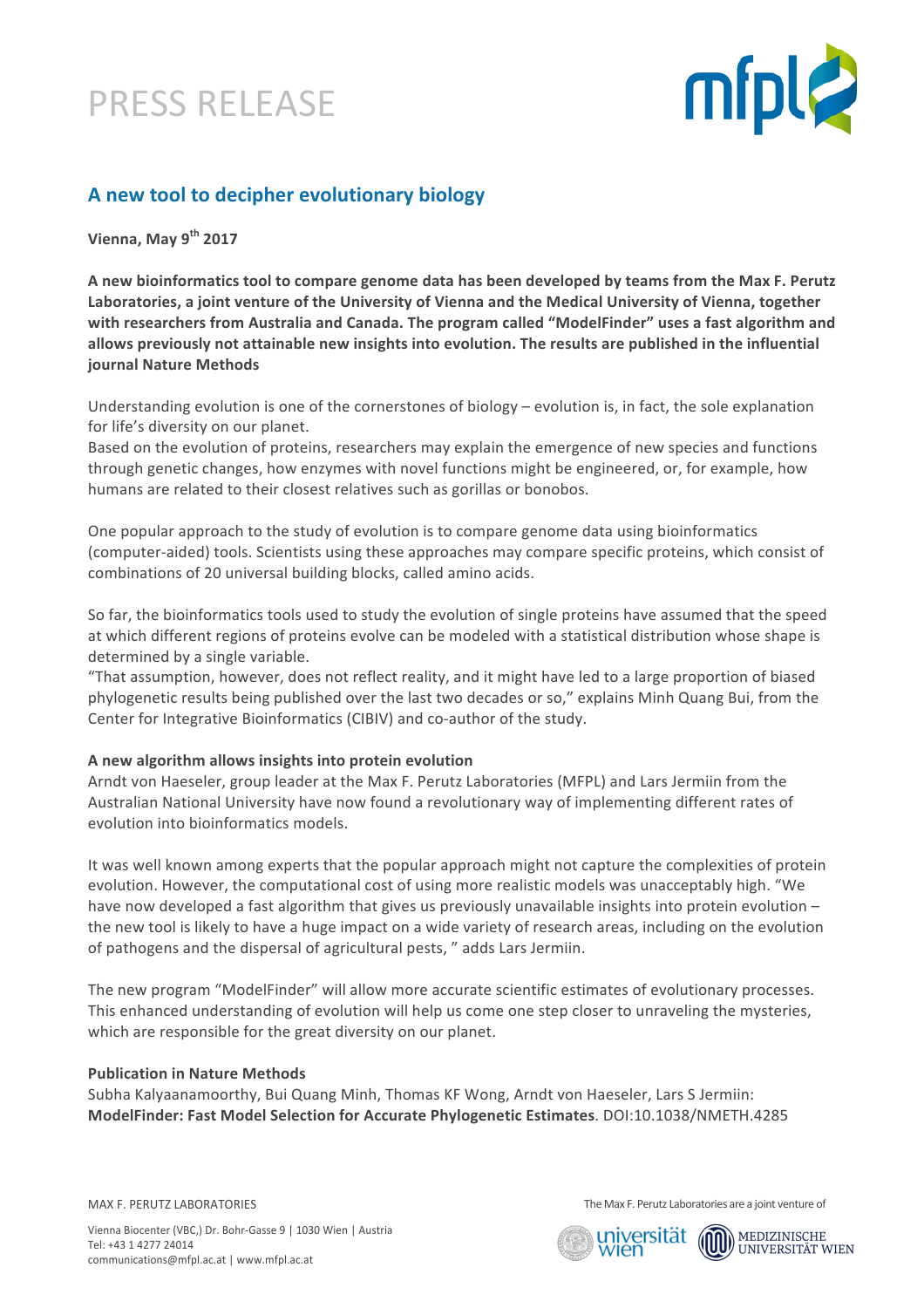# PRESS RELEASE

## A new tool to decipher evolutionary biology

**Vienna, May 9th 2017**

**A new bioinformatics tool to compare genome data has been developed by teams from the Max F. Perutz Laboratories, a joint venture of the University of Vienna and the Medical University of Vienna, together with researchers from Australia and Canada. The program called "ModelFinder" uses a fast algorithm and allows previously not attainable new insights into evolution. The results are published in the influential journal Nature Methods**

Understanding evolution is one of the cornerstones of biology – evolution is, in fact, the sole explanation for life's diversity on our planet.
Based on the evolution of proteins, researchers may explain the emergence of new species and functions through genetic changes, how enzymes with novel functions might be engineered, or, for example, how humans are related to their closest relatives such as gorillas or bonobos.

One popular approach to the study of evolution is to compare genome data using bioinformatics (computer-aided) tools. Scientists using these approaches may compare specific proteins, which consist of combinations of 20 universal building blocks, called amino acids.

So far, the bioinformatics tools used to study the evolution of single proteins have assumed that the speed at which different regions of proteins evolve can be modeled with a statistical distribution whose shape is determined by a single variable.
"That assumption, however, does not reflect reality, and it might have led to a large proportion of biased phylogenetic results being published over the last two decades or so," explains Minh Quang Bui, from the Center for Integrative Bioinformatics (CIBIV) and co-author of the study.

### A new algorithm allows insights into protein evolution

Arndt von Haeseler, group leader at the Max F. Perutz Laboratories (MFPL) and Lars Jermiin from the Australian National University have now found a revolutionary way of implementing different rates of evolution into bioinformatics models.

It was well known among experts that the popular approach might not capture the complexities of protein evolution. However, the computational cost of using more realistic models was unacceptably high. "We have now developed a fast algorithm that gives us previously unavailable insights into protein evolution – the new tool is likely to have a huge impact on a wide variety of research areas, including on the evolution of pathogens and the dispersal of agricultural pests, " adds Lars Jermiin.

The new program "ModelFinder" will allow more accurate scientific estimates of evolutionary processes. This enhanced understanding of evolution will help us come one step closer to unraveling the mysteries, which are responsible for the great diversity on our planet.

### Publication in Nature Methods

Subha Kalyaanamoorthy, Bui Quang Minh, Thomas KF Wong, Arndt von Haeseler, Lars S Jermiin: **ModelFinder: Fast Model Selection for Accurate Phylogenetic Estimates**. DOI:10.1038/NMETH.4285

MAX F. PERUTZ LABORATORIES

Vienna Biocenter (VBC,) Dr. Bohr-Gasse 9 | 1030 Wien | Austria
Tel: +43 1 4277 24014
communications@mfpl.ac.at | www.mfpl.ac.at

The Max F. Perutz Laboratories are a joint venture of universität wien and MEDIZINISCHE UNIVERSITÄT WIEN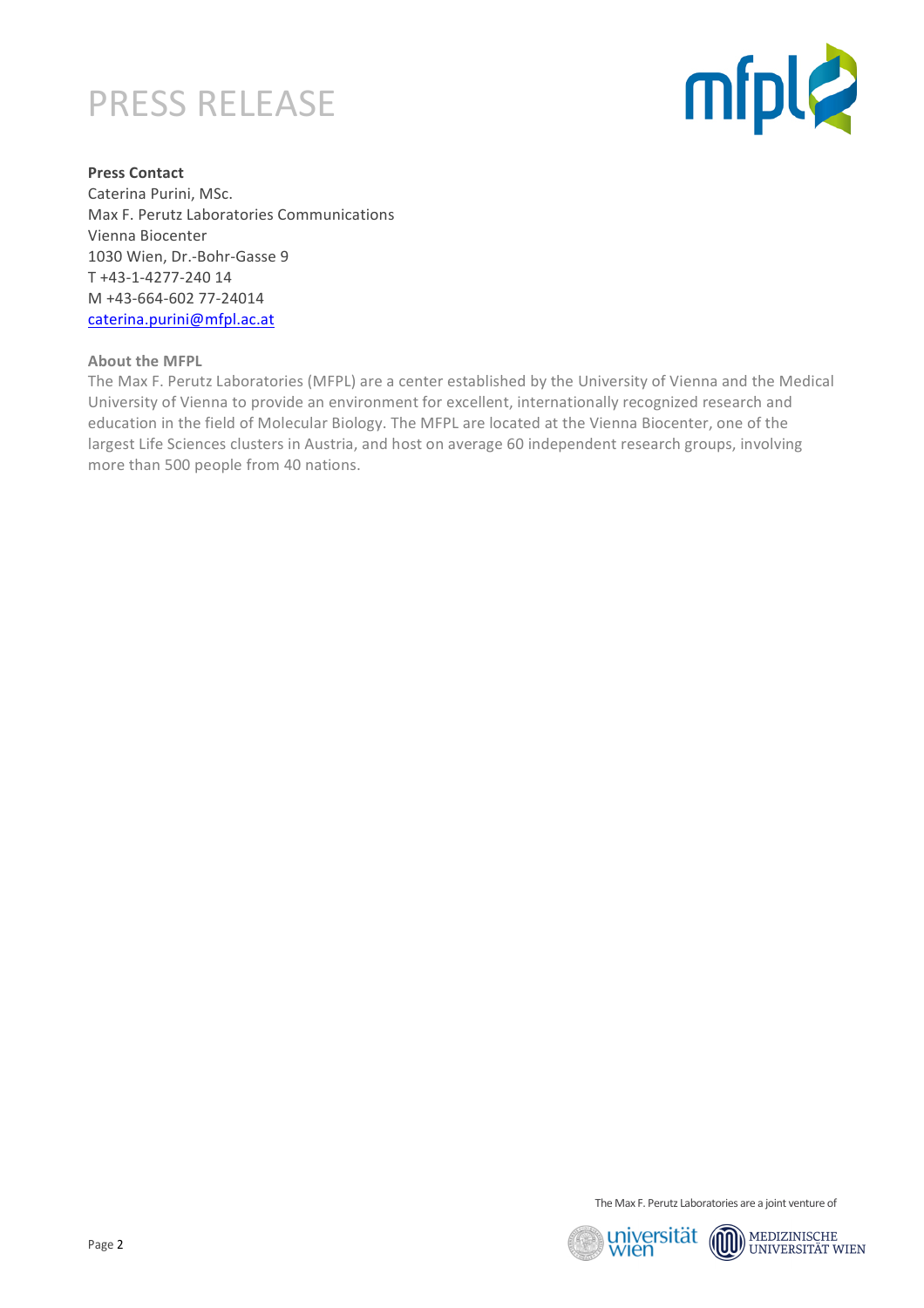# PRESS RELEASE

**Press Contact**
Caterina Purini, MSc.
Max F. Perutz Laboratories Communications
Vienna Biocenter
1030 Wien, Dr.-Bohr-Gasse 9
T +43-1-4277-240 14
M +43-664-602 77-24014
caterina.purini@mfpl.ac.at

**About the MFPL**
The Max F. Perutz Laboratories (MFPL) are a center established by the University of Vienna and the Medical University of Vienna to provide an environment for excellent, internationally recognized research and education in the field of Molecular Biology. The MFPL are located at the Vienna Biocenter, one of the largest Life Sciences clusters in Austria, and host on average 60 independent research groups, involving more than 500 people from 40 nations.

The Max F. Perutz Laboratories are a joint venture of